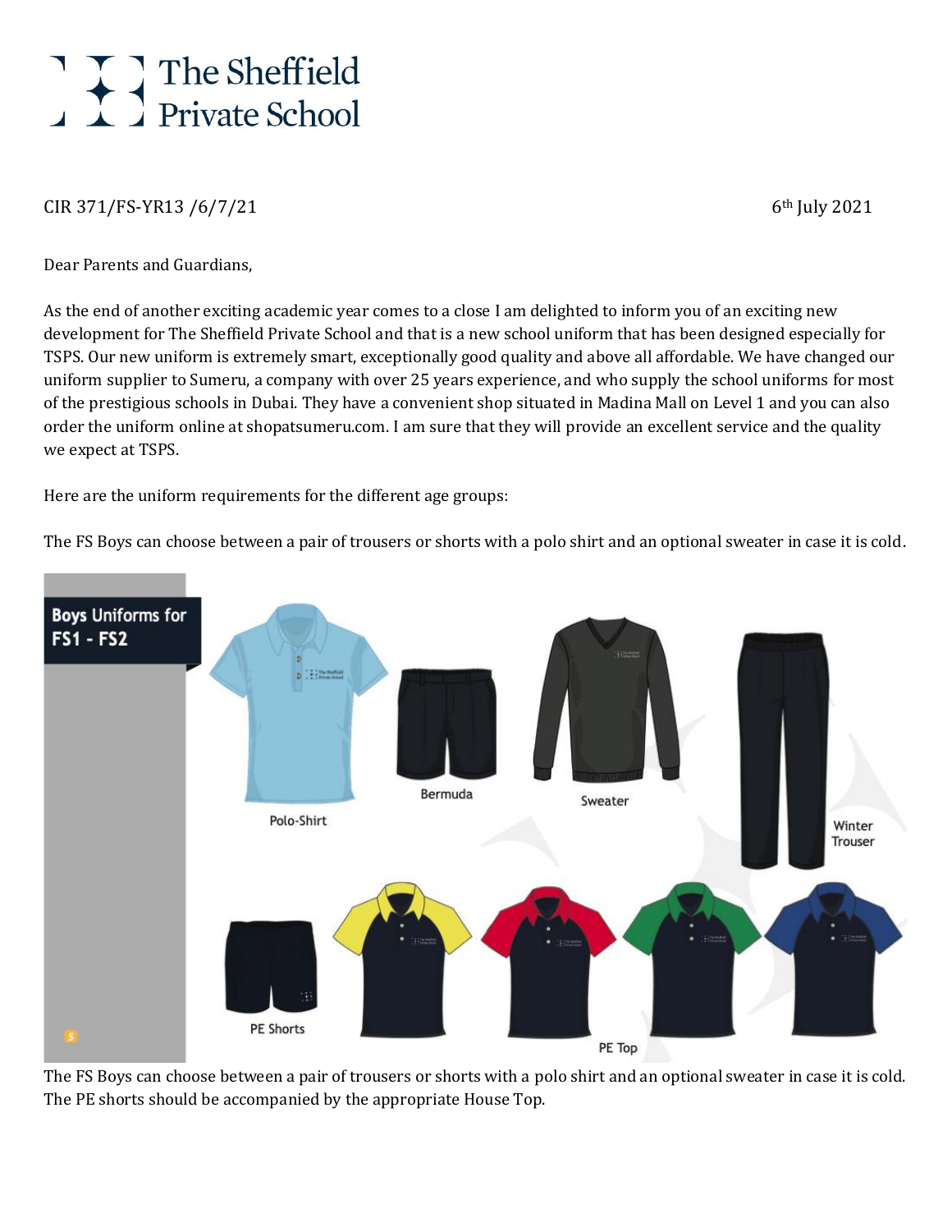# The Sheffield Private School

CIR 371/FS-YR13 /6/7/21

6th July 2021

Dear Parents and Guardians,

As the end of another exciting academic year comes to a close I am delighted to inform you of an exciting new development for The Sheffield Private School and that is a new school uniform that has been designed especially for TSPS. Our new uniform is extremely smart, exceptionally good quality and above all affordable. We have changed our uniform supplier to Sumeru, a company with over 25 years experience, and who supply the school uniforms for most of the prestigious schools in Dubai. They have a convenient shop situated in Madina Mall on Level 1 and you can also order the uniform online at shopatsumeru.com. I am sure that they will provide an excellent service and the quality we expect at TSPS.

Here are the uniform requirements for the different age groups:

The FS Boys can choose between a pair of trousers or shorts with a polo shirt and an optional sweater in case it is cold.

**Boys Uniforms for FS1 - FS2**

Polo-Shirt

Bermuda

Sweater

Winter Trouser

PE Shorts

PE Top

The FS Boys can choose between a pair of trousers or shorts with a polo shirt and an optional sweater in case it is cold. The PE shorts should be accompanied by the appropriate House Top.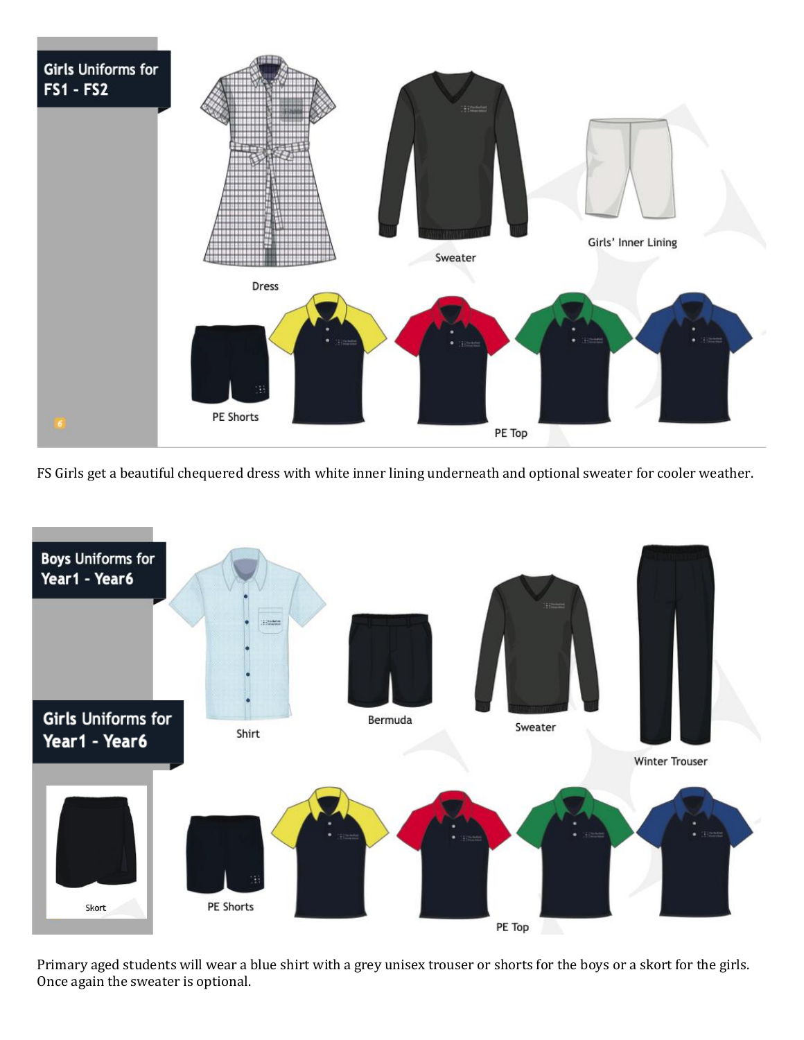## Girls Uniforms for FS1 - FS2

Dress

Sweater

Girls' Inner Lining

PE Shorts

PE Top

FS Girls get a beautiful chequered dress with white inner lining underneath and optional sweater for cooler weather.

## Boys Uniforms for Year1 - Year6

## Girls Uniforms for Year1 - Year6

Shirt

Bermuda

Sweater

Winter Trouser

Skort

PE Shorts

PE Top

Primary aged students will wear a blue shirt with a grey unisex trouser or shorts for the boys or a skort for the girls. Once again the sweater is optional.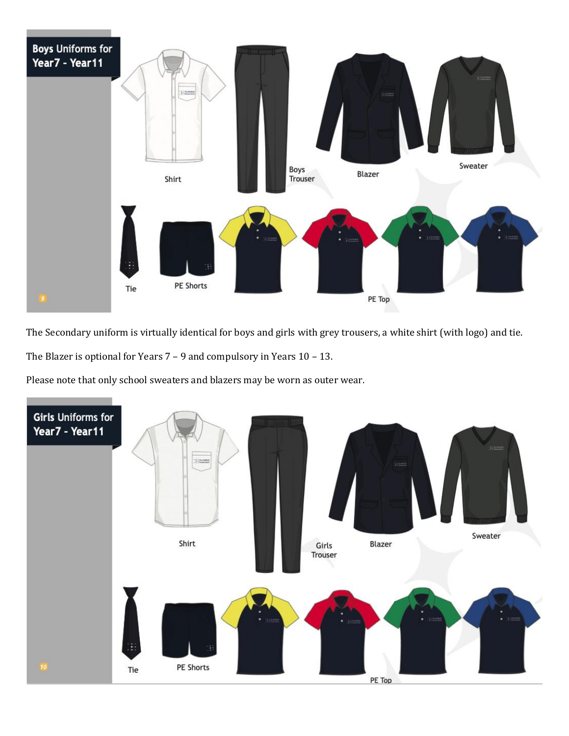## Boys Uniforms for Year7 - Year11

Shirt

Boys Trouser

Blazer

Sweater

Tie

PE Shorts

PE Top

The Secondary uniform is virtually identical for boys and girls with grey trousers, a white shirt (with logo) and tie.

The Blazer is optional for Years 7 – 9 and compulsory in Years 10 – 13.

Please note that only school sweaters and blazers may be worn as outer wear.

## Girls Uniforms for Year7 - Year11

Shirt

Girls Trouser

Blazer

Sweater

Tie

PE Shorts

PE Top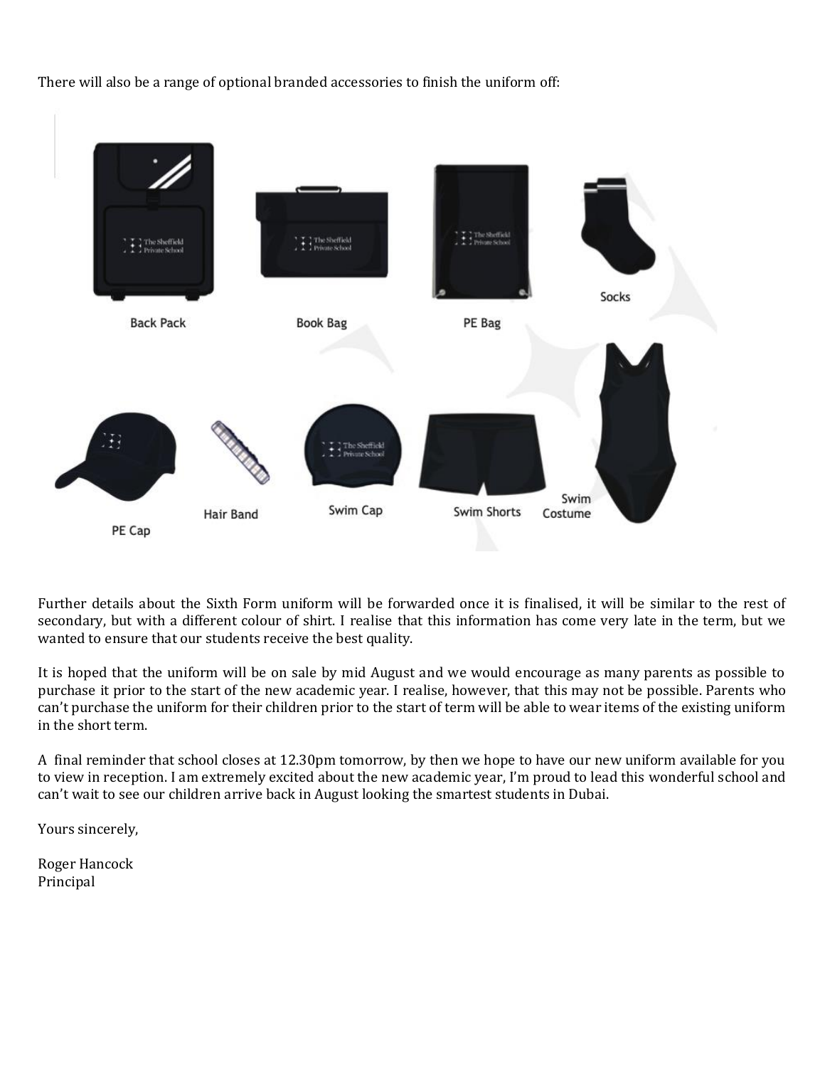There will also be a range of optional branded accessories to finish the uniform off:

Back Pack

Book Bag

PE Bag

Socks

PE Cap

Hair Band

Swim Cap

Swim Shorts

Swim Costume

Further details about the Sixth Form uniform will be forwarded once it is finalised, it will be similar to the rest of secondary, but with a different colour of shirt. I realise that this information has come very late in the term, but we wanted to ensure that our students receive the best quality.

It is hoped that the uniform will be on sale by mid August and we would encourage as many parents as possible to purchase it prior to the start of the new academic year. I realise, however, that this may not be possible. Parents who can't purchase the uniform for their children prior to the start of term will be able to wear items of the existing uniform in the short term.

A final reminder that school closes at 12.30pm tomorrow, by then we hope to have our new uniform available for you to view in reception. I am extremely excited about the new academic year, I'm proud to lead this wonderful school and can't wait to see our children arrive back in August looking the smartest students in Dubai.

Yours sincerely,

Roger Hancock
Principal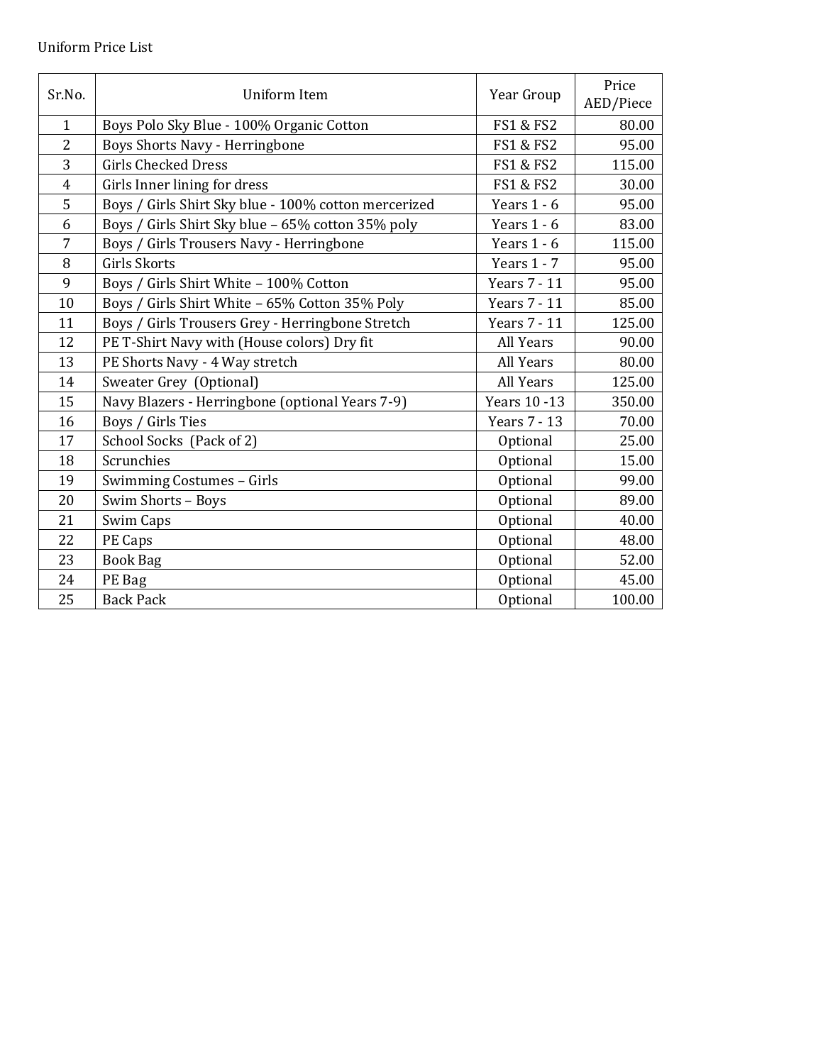Uniform Price List

| Sr.No. | Uniform Item | Year Group | Price AED/Piece |
|---|---|---|---|
| 1 | Boys Polo Sky Blue - 100% Organic Cotton | FS1 & FS2 | 80.00 |
| 2 | Boys Shorts Navy - Herringbone | FS1 & FS2 | 95.00 |
| 3 | Girls Checked Dress | FS1 & FS2 | 115.00 |
| 4 | Girls Inner lining for dress | FS1 & FS2 | 30.00 |
| 5 | Boys / Girls Shirt Sky blue - 100% cotton mercerized | Years 1 - 6 | 95.00 |
| 6 | Boys / Girls Shirt Sky blue – 65% cotton 35% poly | Years 1 - 6 | 83.00 |
| 7 | Boys / Girls Trousers Navy - Herringbone | Years 1 - 6 | 115.00 |
| 8 | Girls Skorts | Years 1 - 7 | 95.00 |
| 9 | Boys / Girls Shirt White – 100% Cotton | Years 7 - 11 | 95.00 |
| 10 | Boys / Girls Shirt White – 65% Cotton 35% Poly | Years 7 - 11 | 85.00 |
| 11 | Boys / Girls Trousers Grey - Herringbone Stretch | Years 7 - 11 | 125.00 |
| 12 | PE T-Shirt Navy with (House colors) Dry fit | All Years | 90.00 |
| 13 | PE Shorts Navy - 4 Way stretch | All Years | 80.00 |
| 14 | Sweater Grey (Optional) | All Years | 125.00 |
| 15 | Navy Blazers - Herringbone (optional Years 7-9) | Years 10 -13 | 350.00 |
| 16 | Boys / Girls Ties | Years 7 - 13 | 70.00 |
| 17 | School Socks (Pack of 2) | Optional | 25.00 |
| 18 | Scrunchies | Optional | 15.00 |
| 19 | Swimming Costumes – Girls | Optional | 99.00 |
| 20 | Swim Shorts – Boys | Optional | 89.00 |
| 21 | Swim Caps | Optional | 40.00 |
| 22 | PE Caps | Optional | 48.00 |
| 23 | Book Bag | Optional | 52.00 |
| 24 | PE Bag | Optional | 45.00 |
| 25 | Back Pack | Optional | 100.00 |